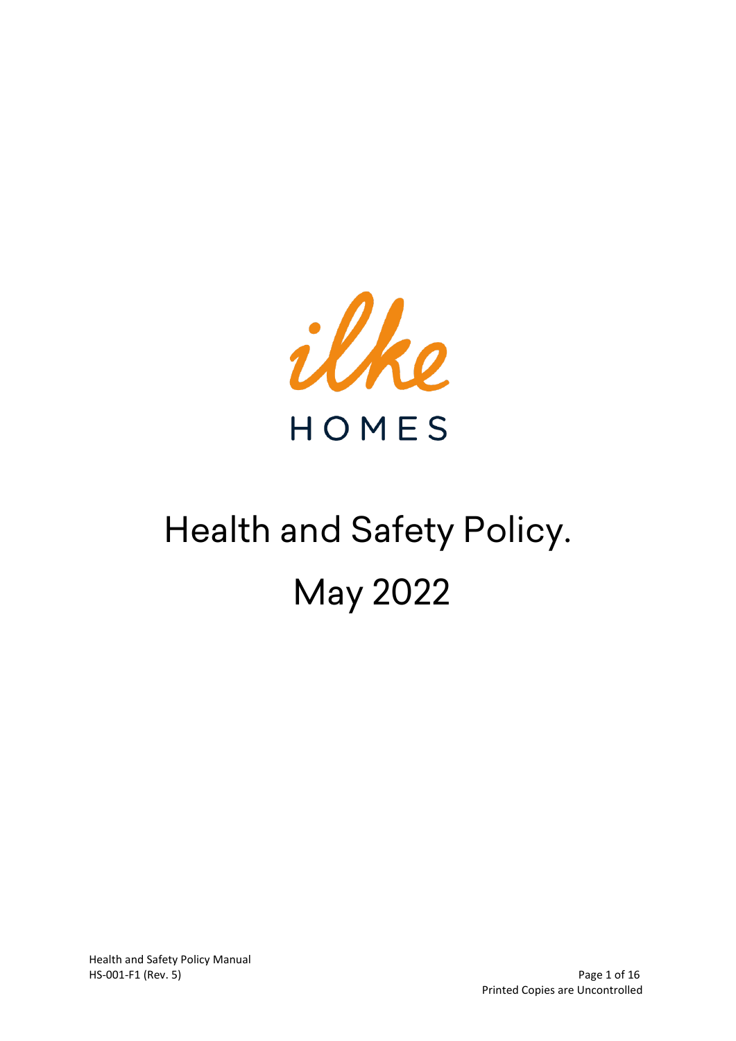ilke

HOMES

# Health and Safety Policy.

# May 2022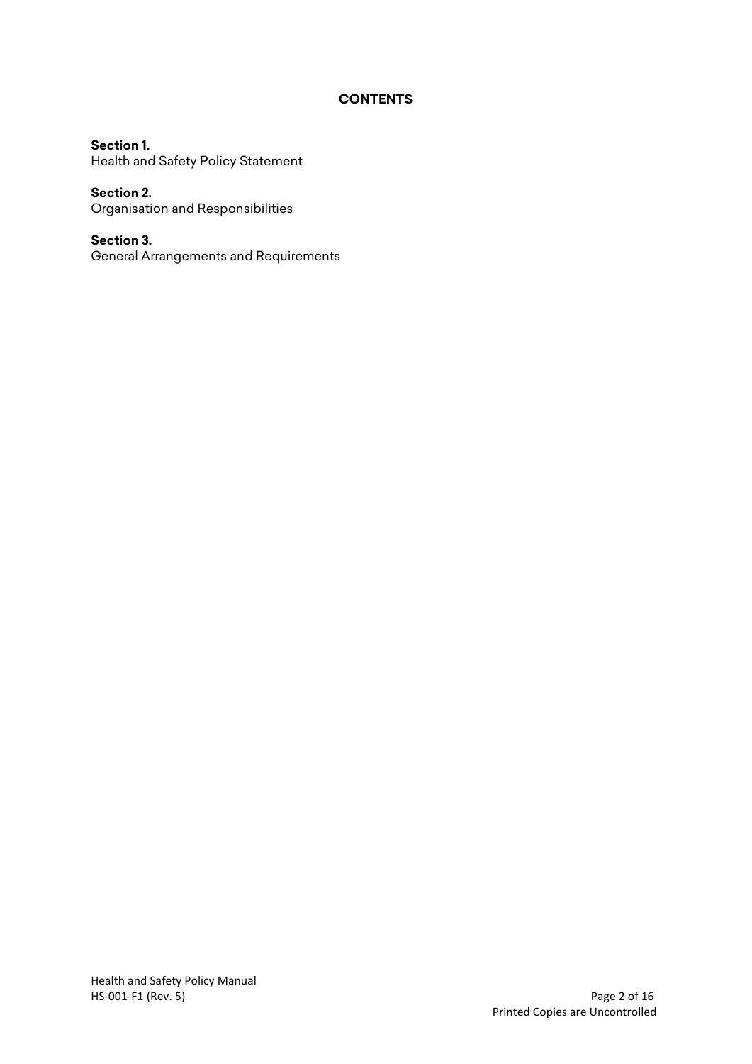# CONTENTS

**Section 1.**
Health and Safety Policy Statement

**Section 2.**
Organisation and Responsibilities

**Section 3.**
General Arrangements and Requirements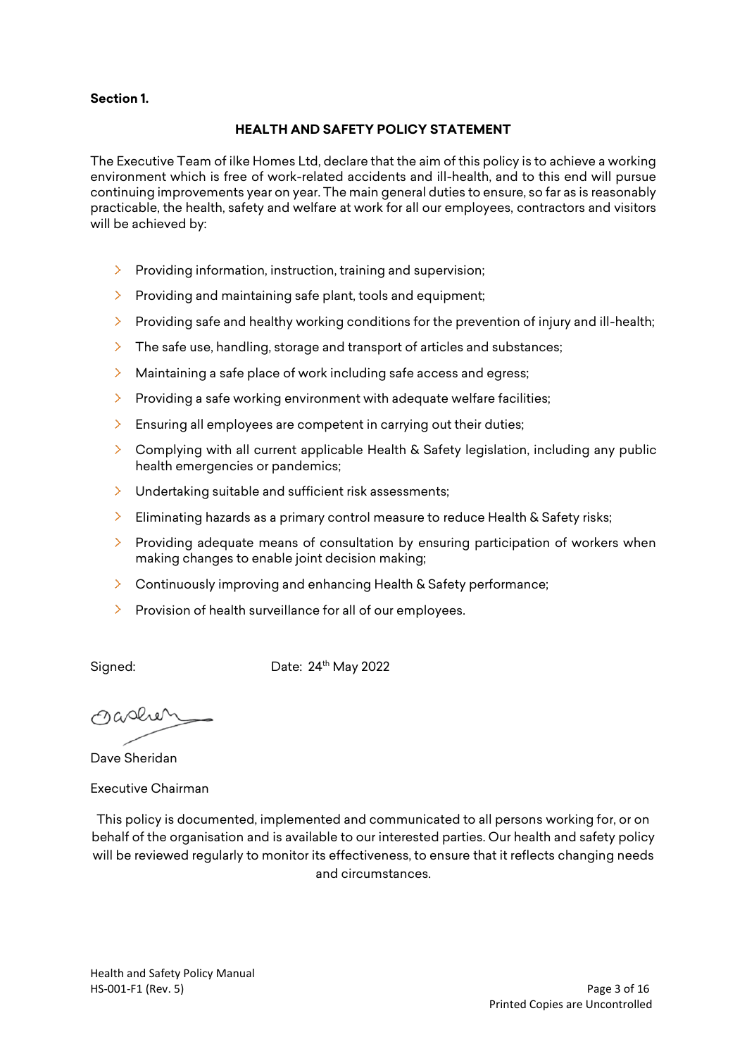**Section 1.**

## HEALTH AND SAFETY POLICY STATEMENT

The Executive Team of ilke Homes Ltd, declare that the aim of this policy is to achieve a working environment which is free of work-related accidents and ill-health, and to this end will pursue continuing improvements year on year. The main general duties to ensure, so far as is reasonably practicable, the health, safety and welfare at work for all our employees, contractors and visitors will be achieved by:

- Providing information, instruction, training and supervision;
- Providing and maintaining safe plant, tools and equipment;
- Providing safe and healthy working conditions for the prevention of injury and ill-health;
- The safe use, handling, storage and transport of articles and substances;
- Maintaining a safe place of work including safe access and egress;
- Providing a safe working environment with adequate welfare facilities;
- Ensuring all employees are competent in carrying out their duties;
- Complying with all current applicable Health & Safety legislation, including any public health emergencies or pandemics;
- Undertaking suitable and sufficient risk assessments;
- Eliminating hazards as a primary control measure to reduce Health & Safety risks;
- Providing adequate means of consultation by ensuring participation of workers when making changes to enable joint decision making;
- Continuously improving and enhancing Health & Safety performance;
- Provision of health surveillance for all of our employees.

Signed: Date: 24th May 2022

Dave Sheridan

Executive Chairman

This policy is documented, implemented and communicated to all persons working for, or on behalf of the organisation and is available to our interested parties. Our health and safety policy will be reviewed regularly to monitor its effectiveness, to ensure that it reflects changing needs and circumstances.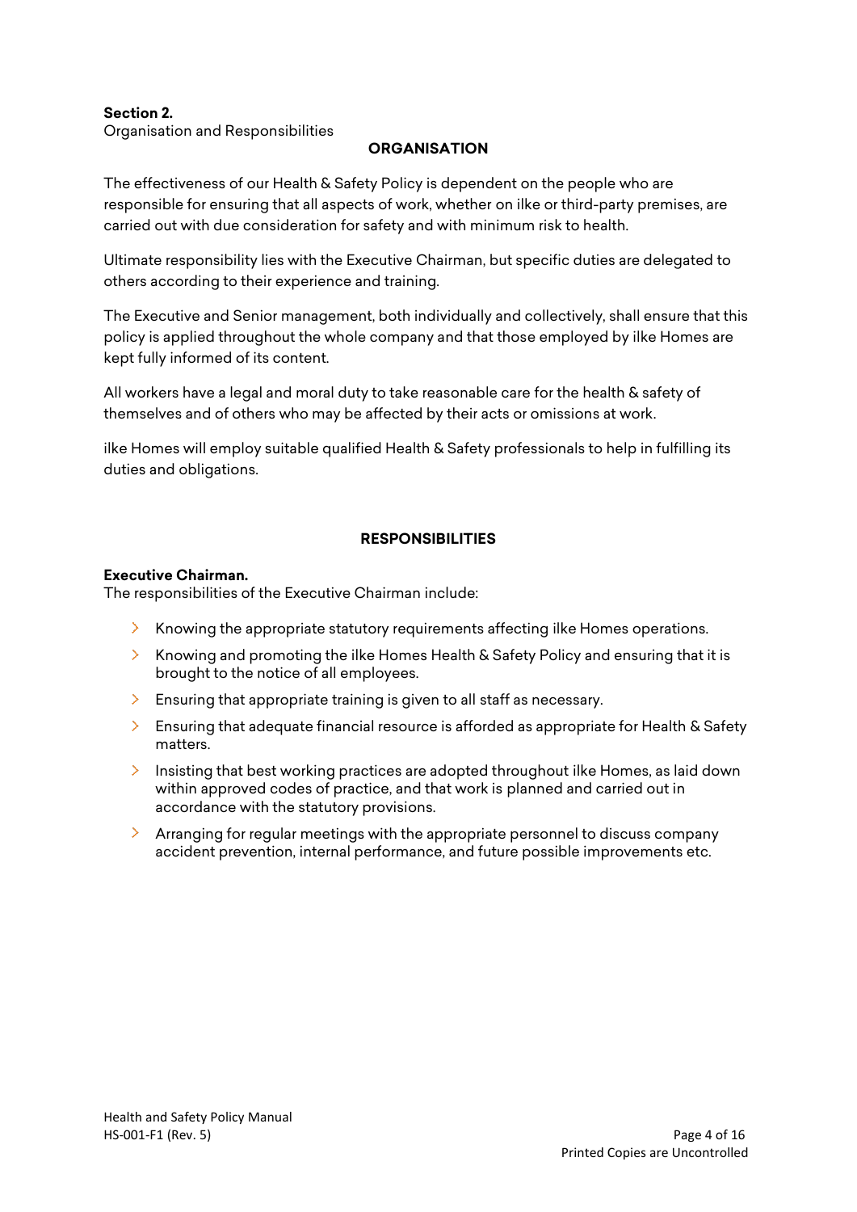**Section 2.**
Organisation and Responsibilities

## ORGANISATION

The effectiveness of our Health & Safety Policy is dependent on the people who are responsible for ensuring that all aspects of work, whether on ilke or third-party premises, are carried out with due consideration for safety and with minimum risk to health.

Ultimate responsibility lies with the Executive Chairman, but specific duties are delegated to others according to their experience and training.

The Executive and Senior management, both individually and collectively, shall ensure that this policy is applied throughout the whole company and that those employed by ilke Homes are kept fully informed of its content.

All workers have a legal and moral duty to take reasonable care for the health & safety of themselves and of others who may be affected by their acts or omissions at work.

ilke Homes will employ suitable qualified Health & Safety professionals to help in fulfilling its duties and obligations.

## RESPONSIBILITIES

**Executive Chairman.**
The responsibilities of the Executive Chairman include:

- Knowing the appropriate statutory requirements affecting ilke Homes operations.
- Knowing and promoting the ilke Homes Health & Safety Policy and ensuring that it is brought to the notice of all employees.
- Ensuring that appropriate training is given to all staff as necessary.
- Ensuring that adequate financial resource is afforded as appropriate for Health & Safety matters.
- Insisting that best working practices are adopted throughout ilke Homes, as laid down within approved codes of practice, and that work is planned and carried out in accordance with the statutory provisions.
- Arranging for regular meetings with the appropriate personnel to discuss company accident prevention, internal performance, and future possible improvements etc.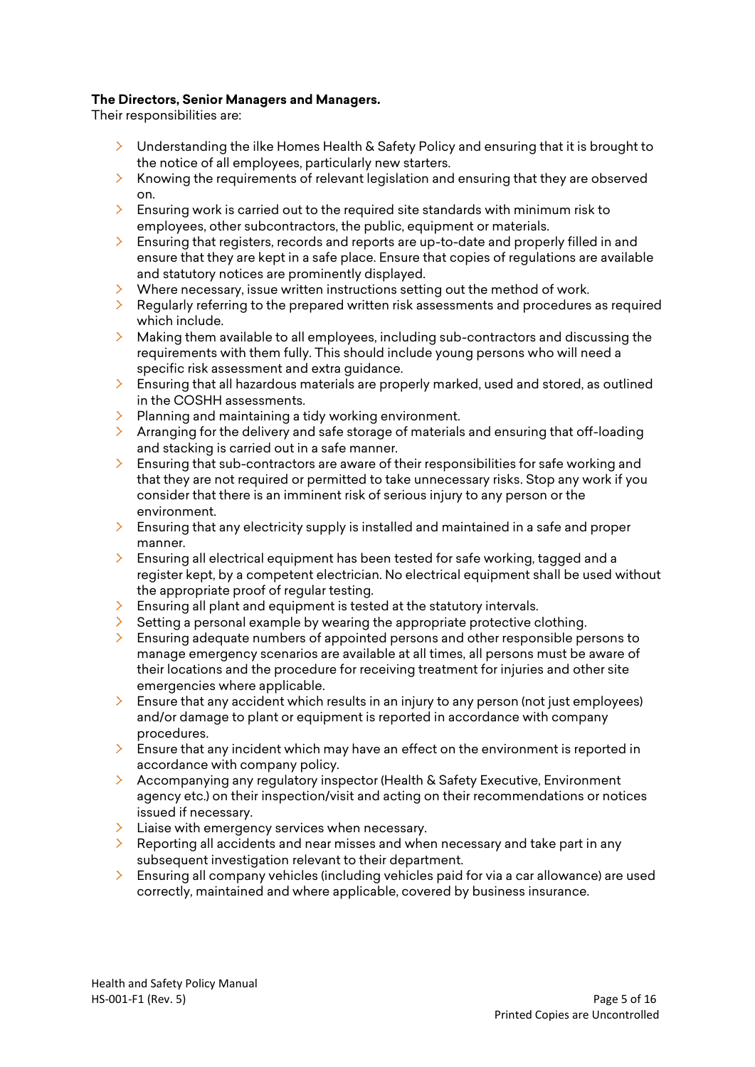**The Directors, Senior Managers and Managers.**
Their responsibilities are:

- Understanding the ilke Homes Health & Safety Policy and ensuring that it is brought to the notice of all employees, particularly new starters.
- Knowing the requirements of relevant legislation and ensuring that they are observed on.
- Ensuring work is carried out to the required site standards with minimum risk to employees, other subcontractors, the public, equipment or materials.
- Ensuring that registers, records and reports are up-to-date and properly filled in and ensure that they are kept in a safe place. Ensure that copies of regulations are available and statutory notices are prominently displayed.
- Where necessary, issue written instructions setting out the method of work.
- Regularly referring to the prepared written risk assessments and procedures as required which include.
- Making them available to all employees, including sub-contractors and discussing the requirements with them fully. This should include young persons who will need a specific risk assessment and extra guidance.
- Ensuring that all hazardous materials are properly marked, used and stored, as outlined in the COSHH assessments.
- Planning and maintaining a tidy working environment.
- Arranging for the delivery and safe storage of materials and ensuring that off-loading and stacking is carried out in a safe manner.
- Ensuring that sub-contractors are aware of their responsibilities for safe working and that they are not required or permitted to take unnecessary risks. Stop any work if you consider that there is an imminent risk of serious injury to any person or the environment.
- Ensuring that any electricity supply is installed and maintained in a safe and proper manner.
- Ensuring all electrical equipment has been tested for safe working, tagged and a register kept, by a competent electrician. No electrical equipment shall be used without the appropriate proof of regular testing.
- Ensuring all plant and equipment is tested at the statutory intervals.
- Setting a personal example by wearing the appropriate protective clothing.
- Ensuring adequate numbers of appointed persons and other responsible persons to manage emergency scenarios are available at all times, all persons must be aware of their locations and the procedure for receiving treatment for injuries and other site emergencies where applicable.
- Ensure that any accident which results in an injury to any person (not just employees) and/or damage to plant or equipment is reported in accordance with company procedures.
- Ensure that any incident which may have an effect on the environment is reported in accordance with company policy.
- Accompanying any regulatory inspector (Health & Safety Executive, Environment agency etc.) on their inspection/visit and acting on their recommendations or notices issued if necessary.
- Liaise with emergency services when necessary.
- Reporting all accidents and near misses and when necessary and take part in any subsequent investigation relevant to their department.
- Ensuring all company vehicles (including vehicles paid for via a car allowance) are used correctly, maintained and where applicable, covered by business insurance.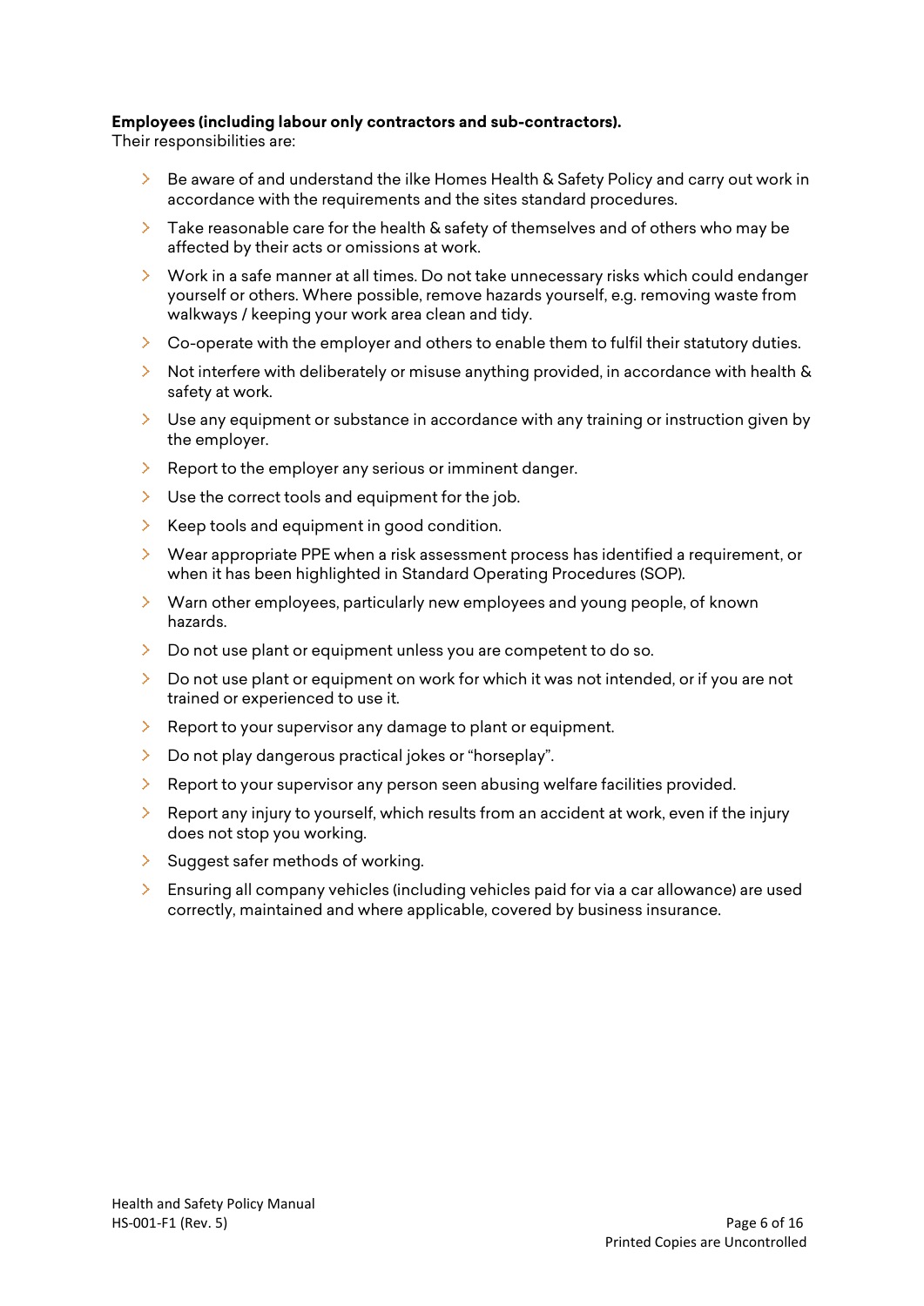**Employees (including labour only contractors and sub-contractors).**
Their responsibilities are:

- Be aware of and understand the ilke Homes Health & Safety Policy and carry out work in accordance with the requirements and the sites standard procedures.
- Take reasonable care for the health & safety of themselves and of others who may be affected by their acts or omissions at work.
- Work in a safe manner at all times. Do not take unnecessary risks which could endanger yourself or others. Where possible, remove hazards yourself, e.g. removing waste from walkways / keeping your work area clean and tidy.
- Co-operate with the employer and others to enable them to fulfil their statutory duties.
- Not interfere with deliberately or misuse anything provided, in accordance with health & safety at work.
- Use any equipment or substance in accordance with any training or instruction given by the employer.
- Report to the employer any serious or imminent danger.
- Use the correct tools and equipment for the job.
- Keep tools and equipment in good condition.
- Wear appropriate PPE when a risk assessment process has identified a requirement, or when it has been highlighted in Standard Operating Procedures (SOP).
- Warn other employees, particularly new employees and young people, of known hazards.
- Do not use plant or equipment unless you are competent to do so.
- Do not use plant or equipment on work for which it was not intended, or if you are not trained or experienced to use it.
- Report to your supervisor any damage to plant or equipment.
- Do not play dangerous practical jokes or "horseplay".
- Report to your supervisor any person seen abusing welfare facilities provided.
- Report any injury to yourself, which results from an accident at work, even if the injury does not stop you working.
- Suggest safer methods of working.
- Ensuring all company vehicles (including vehicles paid for via a car allowance) are used correctly, maintained and where applicable, covered by business insurance.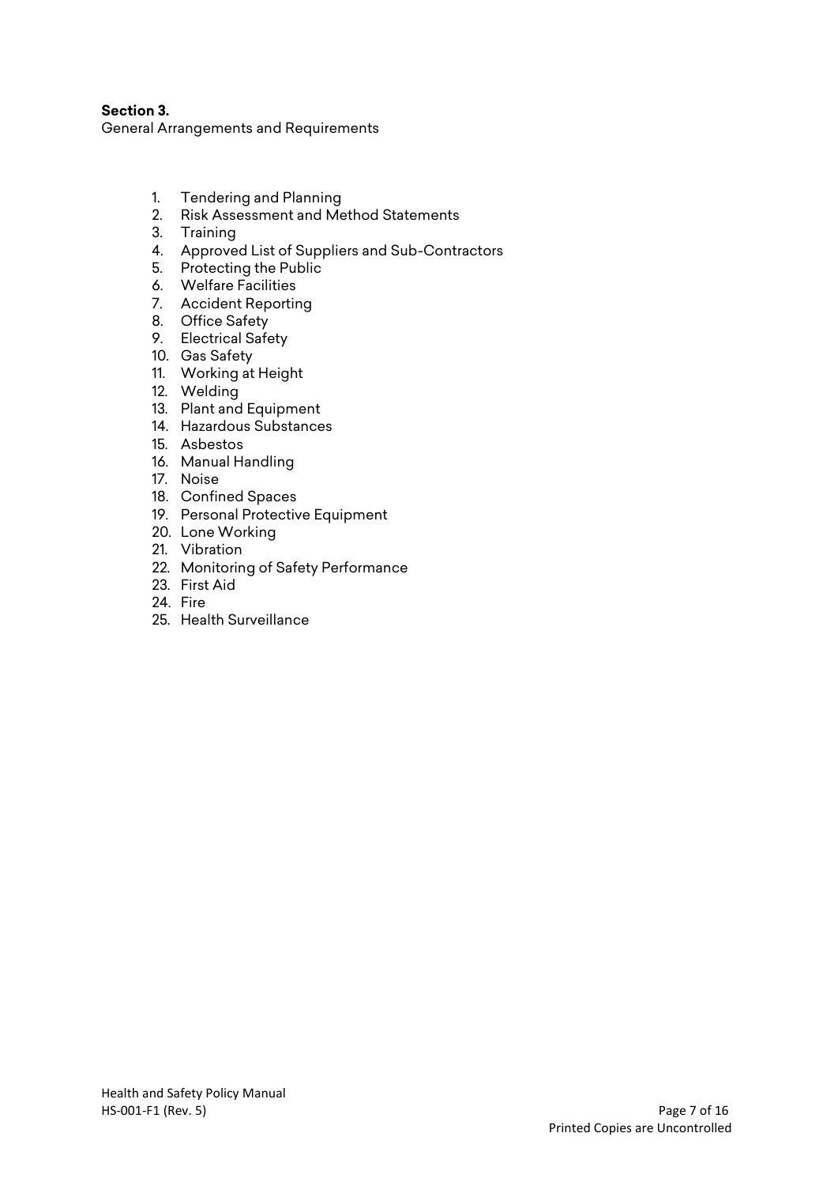**Section 3.**

General Arrangements and Requirements

1. Tendering and Planning
2. Risk Assessment and Method Statements
3. Training
4. Approved List of Suppliers and Sub-Contractors
5. Protecting the Public
6. Welfare Facilities
7. Accident Reporting
8. Office Safety
9. Electrical Safety
10. Gas Safety
11. Working at Height
12. Welding
13. Plant and Equipment
14. Hazardous Substances
15. Asbestos
16. Manual Handling
17. Noise
18. Confined Spaces
19. Personal Protective Equipment
20. Lone Working
21. Vibration
22. Monitoring of Safety Performance
23. First Aid
24. Fire
25. Health Surveillance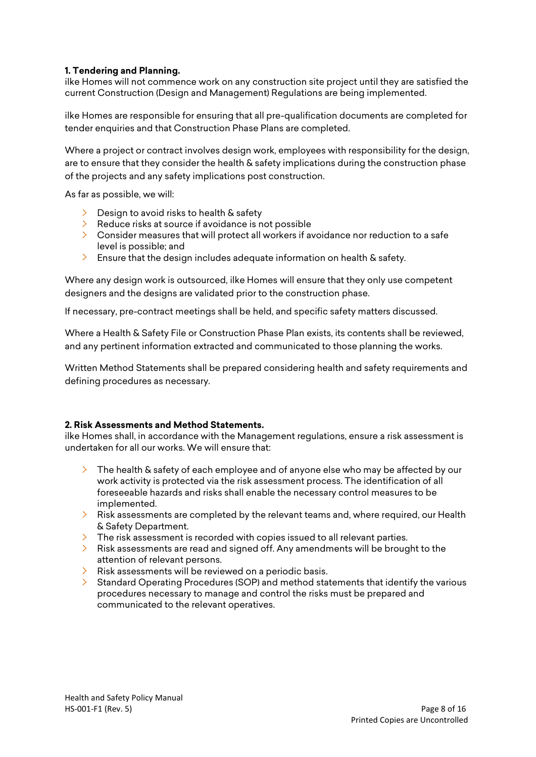**1. Tendering and Planning.**

ilke Homes will not commence work on any construction site project until they are satisfied the current Construction (Design and Management) Regulations are being implemented.

ilke Homes are responsible for ensuring that all pre-qualification documents are completed for tender enquiries and that Construction Phase Plans are completed.

Where a project or contract involves design work, employees with responsibility for the design, are to ensure that they consider the health & safety implications during the construction phase of the projects and any safety implications post construction.

As far as possible, we will:

- Design to avoid risks to health & safety
- Reduce risks at source if avoidance is not possible
- Consider measures that will protect all workers if avoidance nor reduction to a safe level is possible; and
- Ensure that the design includes adequate information on health & safety.

Where any design work is outsourced, ilke Homes will ensure that they only use competent designers and the designs are validated prior to the construction phase.

If necessary, pre-contract meetings shall be held, and specific safety matters discussed.

Where a Health & Safety File or Construction Phase Plan exists, its contents shall be reviewed, and any pertinent information extracted and communicated to those planning the works.

Written Method Statements shall be prepared considering health and safety requirements and defining procedures as necessary.

**2. Risk Assessments and Method Statements.**

ilke Homes shall, in accordance with the Management regulations, ensure a risk assessment is undertaken for all our works. We will ensure that:

- The health & safety of each employee and of anyone else who may be affected by our work activity is protected via the risk assessment process. The identification of all foreseeable hazards and risks shall enable the necessary control measures to be implemented.
- Risk assessments are completed by the relevant teams and, where required, our Health & Safety Department.
- The risk assessment is recorded with copies issued to all relevant parties.
- Risk assessments are read and signed off. Any amendments will be brought to the attention of relevant persons.
- Risk assessments will be reviewed on a periodic basis.
- Standard Operating Procedures (SOP) and method statements that identify the various procedures necessary to manage and control the risks must be prepared and communicated to the relevant operatives.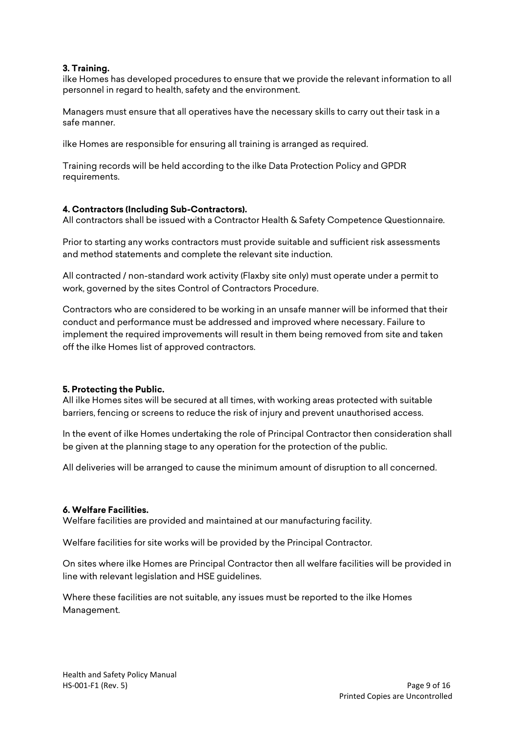**3. Training.**
ilke Homes has developed procedures to ensure that we provide the relevant information to all personnel in regard to health, safety and the environment.

Managers must ensure that all operatives have the necessary skills to carry out their task in a safe manner.

ilke Homes are responsible for ensuring all training is arranged as required.

Training records will be held according to the ilke Data Protection Policy and GPDR requirements.

**4. Contractors (Including Sub-Contractors).**
All contractors shall be issued with a Contractor Health & Safety Competence Questionnaire.

Prior to starting any works contractors must provide suitable and sufficient risk assessments and method statements and complete the relevant site induction.

All contracted / non-standard work activity (Flaxby site only) must operate under a permit to work, governed by the sites Control of Contractors Procedure.

Contractors who are considered to be working in an unsafe manner will be informed that their conduct and performance must be addressed and improved where necessary. Failure to implement the required improvements will result in them being removed from site and taken off the ilke Homes list of approved contractors.

**5. Protecting the Public.**
All ilke Homes sites will be secured at all times, with working areas protected with suitable barriers, fencing or screens to reduce the risk of injury and prevent unauthorised access.

In the event of ilke Homes undertaking the role of Principal Contractor then consideration shall be given at the planning stage to any operation for the protection of the public.

All deliveries will be arranged to cause the minimum amount of disruption to all concerned.

**6. Welfare Facilities.**
Welfare facilities are provided and maintained at our manufacturing facility.

Welfare facilities for site works will be provided by the Principal Contractor.

On sites where ilke Homes are Principal Contractor then all welfare facilities will be provided in line with relevant legislation and HSE guidelines.

Where these facilities are not suitable, any issues must be reported to the ilke Homes Management.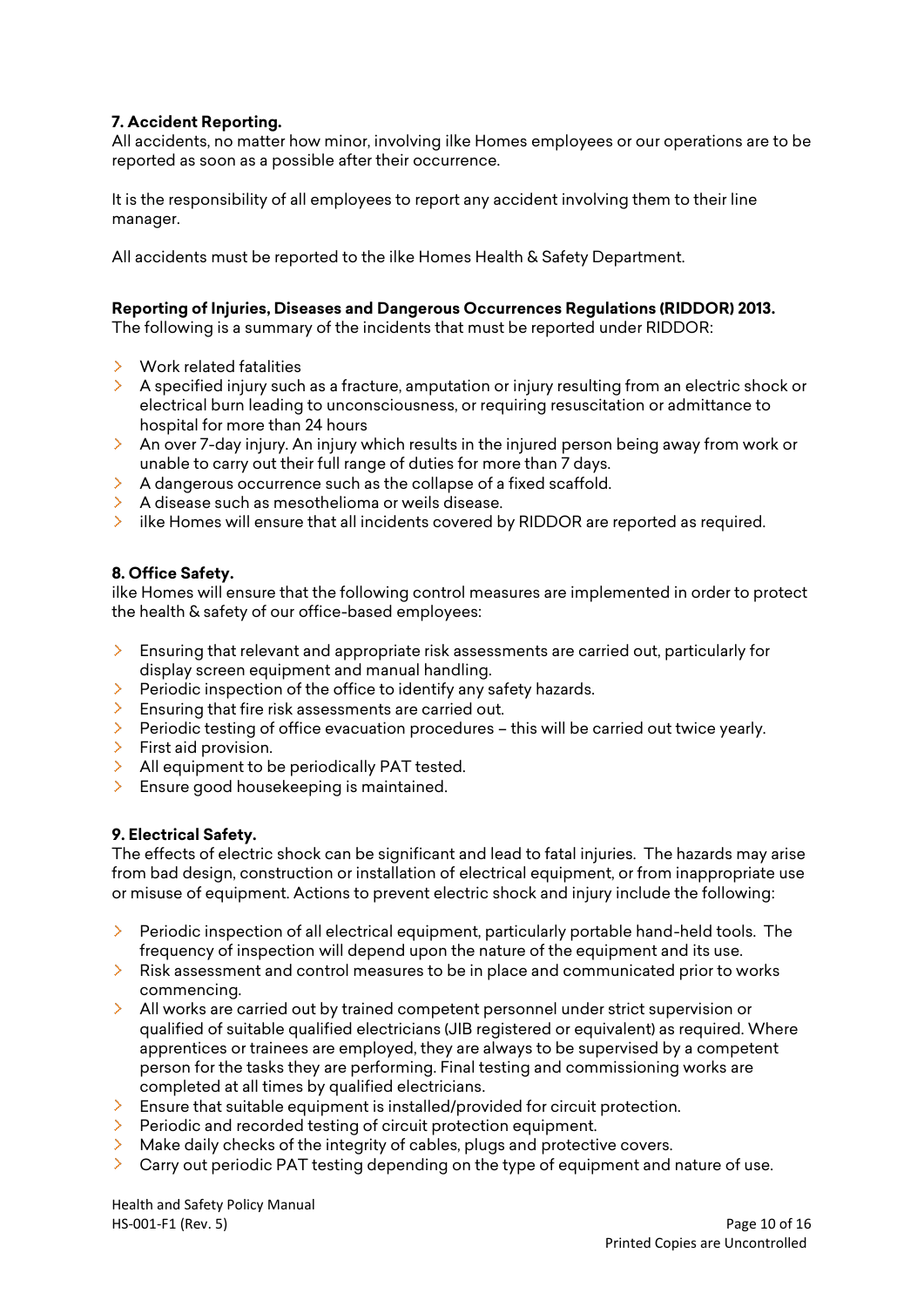**7. Accident Reporting.**

All accidents, no matter how minor, involving ilke Homes employees or our operations are to be reported as soon as a possible after their occurrence.

It is the responsibility of all employees to report any accident involving them to their line manager.

All accidents must be reported to the ilke Homes Health & Safety Department.

**Reporting of Injuries, Diseases and Dangerous Occurrences Regulations (RIDDOR) 2013.**

The following is a summary of the incidents that must be reported under RIDDOR:

- Work related fatalities
- A specified injury such as a fracture, amputation or injury resulting from an electric shock or electrical burn leading to unconsciousness, or requiring resuscitation or admittance to hospital for more than 24 hours
- An over 7-day injury. An injury which results in the injured person being away from work or unable to carry out their full range of duties for more than 7 days.
- A dangerous occurrence such as the collapse of a fixed scaffold.
- A disease such as mesothelioma or weils disease.
- ilke Homes will ensure that all incidents covered by RIDDOR are reported as required.

**8. Office Safety.**

ilke Homes will ensure that the following control measures are implemented in order to protect the health & safety of our office-based employees:

- Ensuring that relevant and appropriate risk assessments are carried out, particularly for display screen equipment and manual handling.
- Periodic inspection of the office to identify any safety hazards.
- Ensuring that fire risk assessments are carried out.
- Periodic testing of office evacuation procedures – this will be carried out twice yearly.
- First aid provision.
- All equipment to be periodically PAT tested.
- Ensure good housekeeping is maintained.

**9. Electrical Safety.**

The effects of electric shock can be significant and lead to fatal injuries. The hazards may arise from bad design, construction or installation of electrical equipment, or from inappropriate use or misuse of equipment. Actions to prevent electric shock and injury include the following:

- Periodic inspection of all electrical equipment, particularly portable hand-held tools. The frequency of inspection will depend upon the nature of the equipment and its use.
- Risk assessment and control measures to be in place and communicated prior to works commencing.
- All works are carried out by trained competent personnel under strict supervision or qualified of suitable qualified electricians (JIB registered or equivalent) as required. Where apprentices or trainees are employed, they are always to be supervised by a competent person for the tasks they are performing. Final testing and commissioning works are completed at all times by qualified electricians.
- Ensure that suitable equipment is installed/provided for circuit protection.
- Periodic and recorded testing of circuit protection equipment.
- Make daily checks of the integrity of cables, plugs and protective covers.
- Carry out periodic PAT testing depending on the type of equipment and nature of use.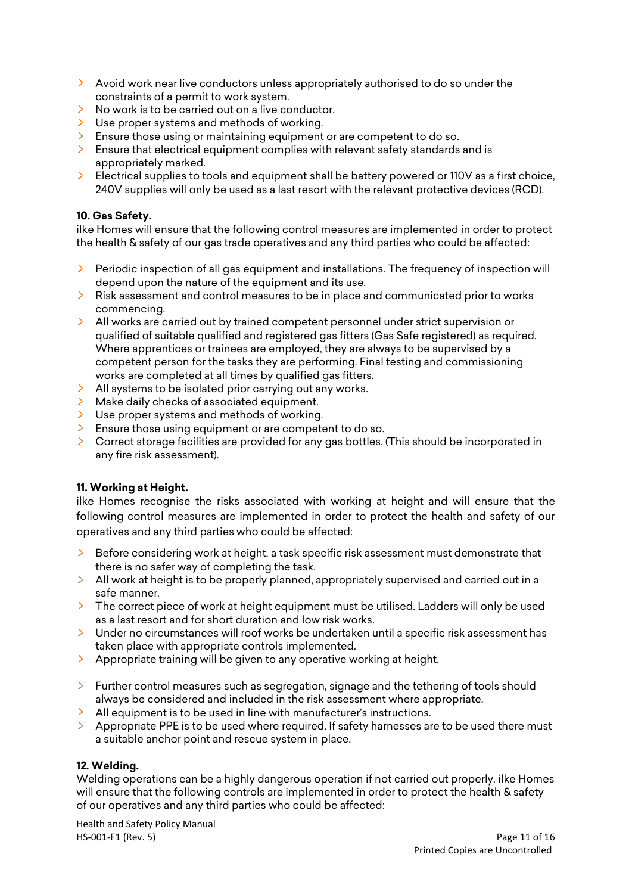- Avoid work near live conductors unless appropriately authorised to do so under the constraints of a permit to work system.
- No work is to be carried out on a live conductor.
- Use proper systems and methods of working.
- Ensure those using or maintaining equipment or are competent to do so.
- Ensure that electrical equipment complies with relevant safety standards and is appropriately marked.
- Electrical supplies to tools and equipment shall be battery powered or 110V as a first choice, 240V supplies will only be used as a last resort with the relevant protective devices (RCD).

**10. Gas Safety.**

ilke Homes will ensure that the following control measures are implemented in order to protect the health & safety of our gas trade operatives and any third parties who could be affected:

- Periodic inspection of all gas equipment and installations. The frequency of inspection will depend upon the nature of the equipment and its use.
- Risk assessment and control measures to be in place and communicated prior to works commencing.
- All works are carried out by trained competent personnel under strict supervision or qualified of suitable qualified and registered gas fitters (Gas Safe registered) as required. Where apprentices or trainees are employed, they are always to be supervised by a competent person for the tasks they are performing. Final testing and commissioning works are completed at all times by qualified gas fitters.
- All systems to be isolated prior carrying out any works.
- Make daily checks of associated equipment.
- Use proper systems and methods of working.
- Ensure those using equipment or are competent to do so.
- Correct storage facilities are provided for any gas bottles. (This should be incorporated in any fire risk assessment).

**11. Working at Height.**

ilke Homes recognise the risks associated with working at height and will ensure that the following control measures are implemented in order to protect the health and safety of our operatives and any third parties who could be affected:

- Before considering work at height, a task specific risk assessment must demonstrate that there is no safer way of completing the task.
- All work at height is to be properly planned, appropriately supervised and carried out in a safe manner.
- The correct piece of work at height equipment must be utilised. Ladders will only be used as a last resort and for short duration and low risk works.
- Under no circumstances will roof works be undertaken until a specific risk assessment has taken place with appropriate controls implemented.
- Appropriate training will be given to any operative working at height.
- Further control measures such as segregation, signage and the tethering of tools should always be considered and included in the risk assessment where appropriate.
- All equipment is to be used in line with manufacturer's instructions.
- Appropriate PPE is to be used where required. If safety harnesses are to be used there must a suitable anchor point and rescue system in place.

**12. Welding.**

Welding operations can be a highly dangerous operation if not carried out properly. ilke Homes will ensure that the following controls are implemented in order to protect the health & safety of our operatives and any third parties who could be affected: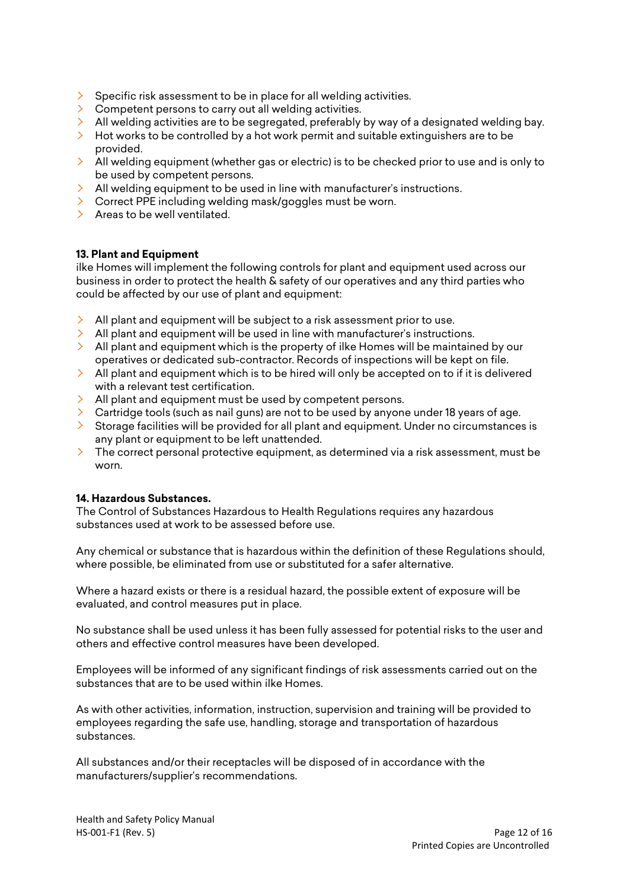- Specific risk assessment to be in place for all welding activities.
- Competent persons to carry out all welding activities.
- All welding activities are to be segregated, preferably by way of a designated welding bay.
- Hot works to be controlled by a hot work permit and suitable extinguishers are to be provided.
- All welding equipment (whether gas or electric) is to be checked prior to use and is only to be used by competent persons.
- All welding equipment to be used in line with manufacturer's instructions.
- Correct PPE including welding mask/goggles must be worn.
- Areas to be well ventilated.

**13. Plant and Equipment**

ilke Homes will implement the following controls for plant and equipment used across our business in order to protect the health & safety of our operatives and any third parties who could be affected by our use of plant and equipment:

- All plant and equipment will be subject to a risk assessment prior to use.
- All plant and equipment will be used in line with manufacturer's instructions.
- All plant and equipment which is the property of ilke Homes will be maintained by our operatives or dedicated sub-contractor. Records of inspections will be kept on file.
- All plant and equipment which is to be hired will only be accepted on to if it is delivered with a relevant test certification.
- All plant and equipment must be used by competent persons.
- Cartridge tools (such as nail guns) are not to be used by anyone under 18 years of age.
- Storage facilities will be provided for all plant and equipment. Under no circumstances is any plant or equipment to be left unattended.
- The correct personal protective equipment, as determined via a risk assessment, must be worn.

**14. Hazardous Substances.**

The Control of Substances Hazardous to Health Regulations requires any hazardous substances used at work to be assessed before use.

Any chemical or substance that is hazardous within the definition of these Regulations should, where possible, be eliminated from use or substituted for a safer alternative.

Where a hazard exists or there is a residual hazard, the possible extent of exposure will be evaluated, and control measures put in place.

No substance shall be used unless it has been fully assessed for potential risks to the user and others and effective control measures have been developed.

Employees will be informed of any significant findings of risk assessments carried out on the substances that are to be used within ilke Homes.

As with other activities, information, instruction, supervision and training will be provided to employees regarding the safe use, handling, storage and transportation of hazardous substances.

All substances and/or their receptacles will be disposed of in accordance with the manufacturers/supplier's recommendations.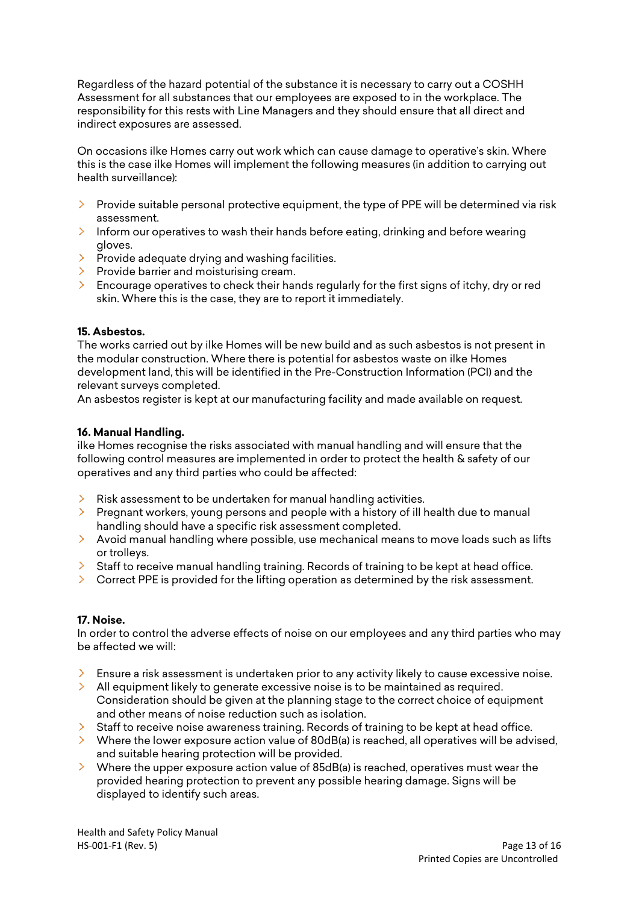Regardless of the hazard potential of the substance it is necessary to carry out a COSHH Assessment for all substances that our employees are exposed to in the workplace. The responsibility for this rests with Line Managers and they should ensure that all direct and indirect exposures are assessed.

On occasions ilke Homes carry out work which can cause damage to operative's skin. Where this is the case ilke Homes will implement the following measures (in addition to carrying out health surveillance):

- Provide suitable personal protective equipment, the type of PPE will be determined via risk assessment.
- Inform our operatives to wash their hands before eating, drinking and before wearing gloves.
- Provide adequate drying and washing facilities.
- Provide barrier and moisturising cream.
- Encourage operatives to check their hands regularly for the first signs of itchy, dry or red skin. Where this is the case, they are to report it immediately.

**15. Asbestos.**
The works carried out by ilke Homes will be new build and as such asbestos is not present in the modular construction. Where there is potential for asbestos waste on ilke Homes development land, this will be identified in the Pre-Construction Information (PCI) and the relevant surveys completed.
An asbestos register is kept at our manufacturing facility and made available on request.

**16. Manual Handling.**
ilke Homes recognise the risks associated with manual handling and will ensure that the following control measures are implemented in order to protect the health & safety of our operatives and any third parties who could be affected:

- Risk assessment to be undertaken for manual handling activities.
- Pregnant workers, young persons and people with a history of ill health due to manual handling should have a specific risk assessment completed.
- Avoid manual handling where possible, use mechanical means to move loads such as lifts or trolleys.
- Staff to receive manual handling training. Records of training to be kept at head office.
- Correct PPE is provided for the lifting operation as determined by the risk assessment.

**17. Noise.**
In order to control the adverse effects of noise on our employees and any third parties who may be affected we will:

- Ensure a risk assessment is undertaken prior to any activity likely to cause excessive noise.
- All equipment likely to generate excessive noise is to be maintained as required. Consideration should be given at the planning stage to the correct choice of equipment and other means of noise reduction such as isolation.
- Staff to receive noise awareness training. Records of training to be kept at head office.
- Where the lower exposure action value of 80dB(a) is reached, all operatives will be advised, and suitable hearing protection will be provided.
- Where the upper exposure action value of 85dB(a) is reached, operatives must wear the provided hearing protection to prevent any possible hearing damage. Signs will be displayed to identify such areas.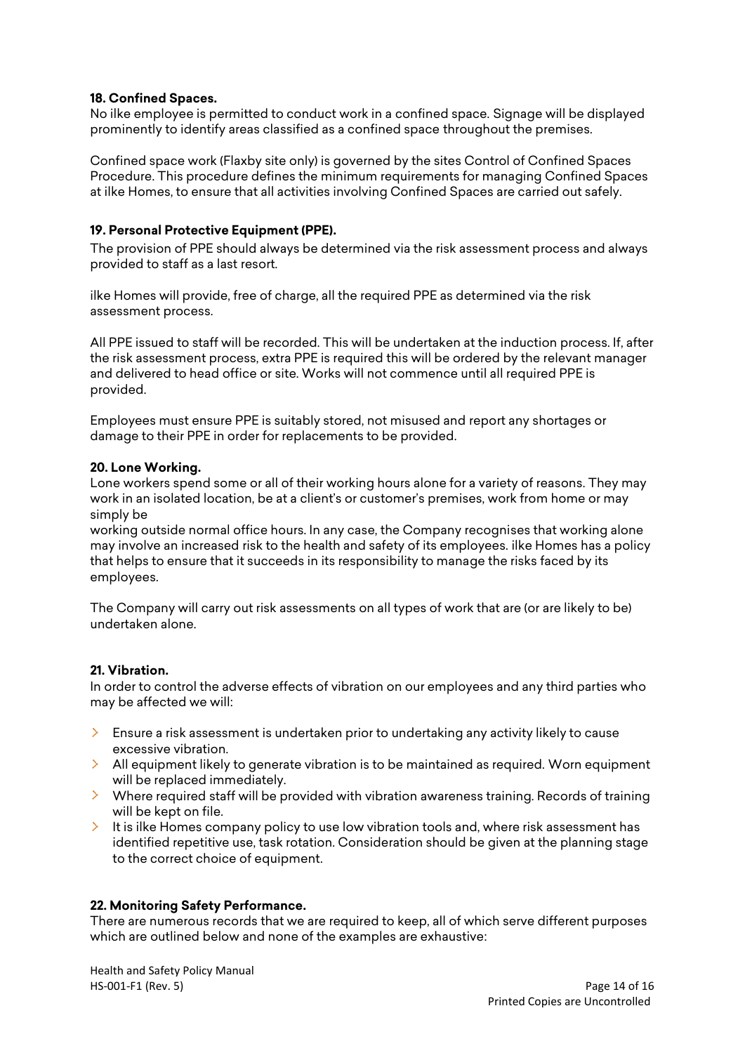**18. Confined Spaces.**

No ilke employee is permitted to conduct work in a confined space. Signage will be displayed prominently to identify areas classified as a confined space throughout the premises.

Confined space work (Flaxby site only) is governed by the sites Control of Confined Spaces Procedure. This procedure defines the minimum requirements for managing Confined Spaces at ilke Homes, to ensure that all activities involving Confined Spaces are carried out safely.

**19. Personal Protective Equipment (PPE).**

The provision of PPE should always be determined via the risk assessment process and always provided to staff as a last resort.

ilke Homes will provide, free of charge, all the required PPE as determined via the risk assessment process.

All PPE issued to staff will be recorded. This will be undertaken at the induction process. If, after the risk assessment process, extra PPE is required this will be ordered by the relevant manager and delivered to head office or site. Works will not commence until all required PPE is provided.

Employees must ensure PPE is suitably stored, not misused and report any shortages or damage to their PPE in order for replacements to be provided.

**20. Lone Working.**

Lone workers spend some or all of their working hours alone for a variety of reasons. They may work in an isolated location, be at a client's or customer's premises, work from home or may simply be
working outside normal office hours. In any case, the Company recognises that working alone may involve an increased risk to the health and safety of its employees. ilke Homes has a policy that helps to ensure that it succeeds in its responsibility to manage the risks faced by its employees.

The Company will carry out risk assessments on all types of work that are (or are likely to be) undertaken alone.

**21. Vibration.**

In order to control the adverse effects of vibration on our employees and any third parties who may be affected we will:

- Ensure a risk assessment is undertaken prior to undertaking any activity likely to cause excessive vibration.
- All equipment likely to generate vibration is to be maintained as required. Worn equipment will be replaced immediately.
- Where required staff will be provided with vibration awareness training. Records of training will be kept on file.
- It is ilke Homes company policy to use low vibration tools and, where risk assessment has identified repetitive use, task rotation. Consideration should be given at the planning stage to the correct choice of equipment.

**22. Monitoring Safety Performance.**

There are numerous records that we are required to keep, all of which serve different purposes which are outlined below and none of the examples are exhaustive: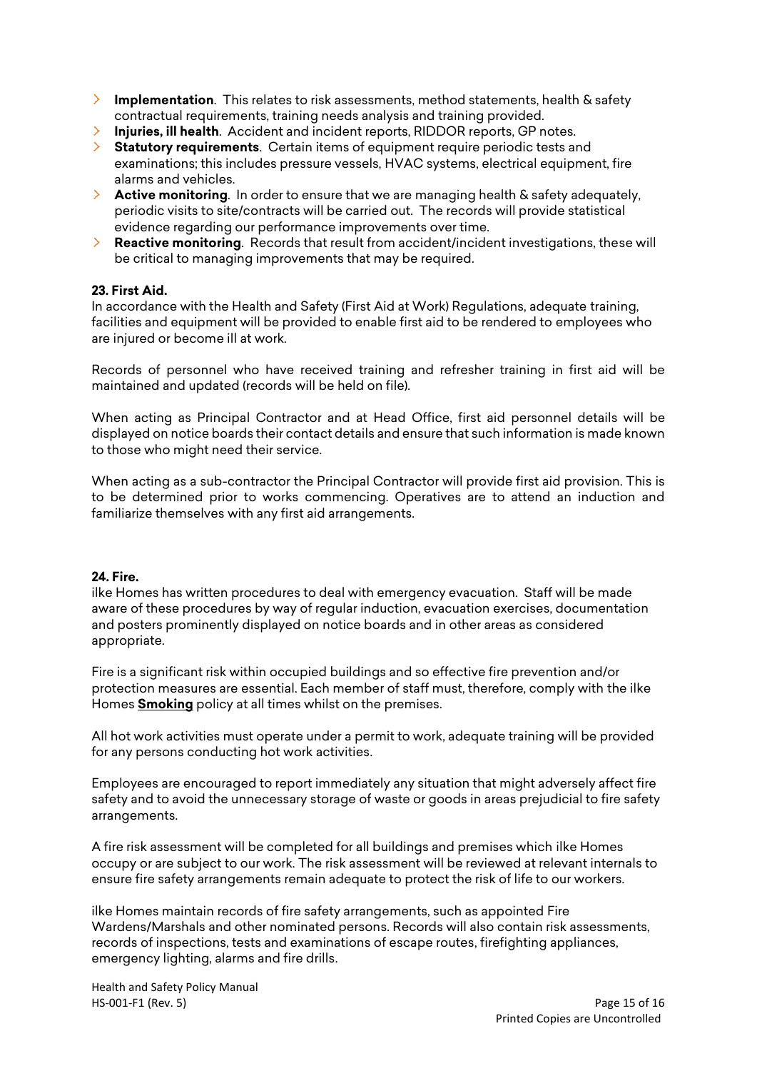- **Implementation**. This relates to risk assessments, method statements, health & safety contractual requirements, training needs analysis and training provided.
- **Injuries, ill health**. Accident and incident reports, RIDDOR reports, GP notes.
- **Statutory requirements**. Certain items of equipment require periodic tests and examinations; this includes pressure vessels, HVAC systems, electrical equipment, fire alarms and vehicles.
- **Active monitoring**. In order to ensure that we are managing health & safety adequately, periodic visits to site/contracts will be carried out. The records will provide statistical evidence regarding our performance improvements over time.
- **Reactive monitoring**. Records that result from accident/incident investigations, these will be critical to managing improvements that may be required.

**23. First Aid.**
In accordance with the Health and Safety (First Aid at Work) Regulations, adequate training, facilities and equipment will be provided to enable first aid to be rendered to employees who are injured or become ill at work.

Records of personnel who have received training and refresher training in first aid will be maintained and updated (records will be held on file).

When acting as Principal Contractor and at Head Office, first aid personnel details will be displayed on notice boards their contact details and ensure that such information is made known to those who might need their service.

When acting as a sub-contractor the Principal Contractor will provide first aid provision. This is to be determined prior to works commencing. Operatives are to attend an induction and familiarize themselves with any first aid arrangements.

**24. Fire.**
ilke Homes has written procedures to deal with emergency evacuation. Staff will be made aware of these procedures by way of regular induction, evacuation exercises, documentation and posters prominently displayed on notice boards and in other areas as considered appropriate.

Fire is a significant risk within occupied buildings and so effective fire prevention and/or protection measures are essential. Each member of staff must, therefore, comply with the ilke Homes **Smoking** policy at all times whilst on the premises.

All hot work activities must operate under a permit to work, adequate training will be provided for any persons conducting hot work activities.

Employees are encouraged to report immediately any situation that might adversely affect fire safety and to avoid the unnecessary storage of waste or goods in areas prejudicial to fire safety arrangements.

A fire risk assessment will be completed for all buildings and premises which ilke Homes occupy or are subject to our work. The risk assessment will be reviewed at relevant internals to ensure fire safety arrangements remain adequate to protect the risk of life to our workers.

ilke Homes maintain records of fire safety arrangements, such as appointed Fire Wardens/Marshals and other nominated persons. Records will also contain risk assessments, records of inspections, tests and examinations of escape routes, firefighting appliances, emergency lighting, alarms and fire drills.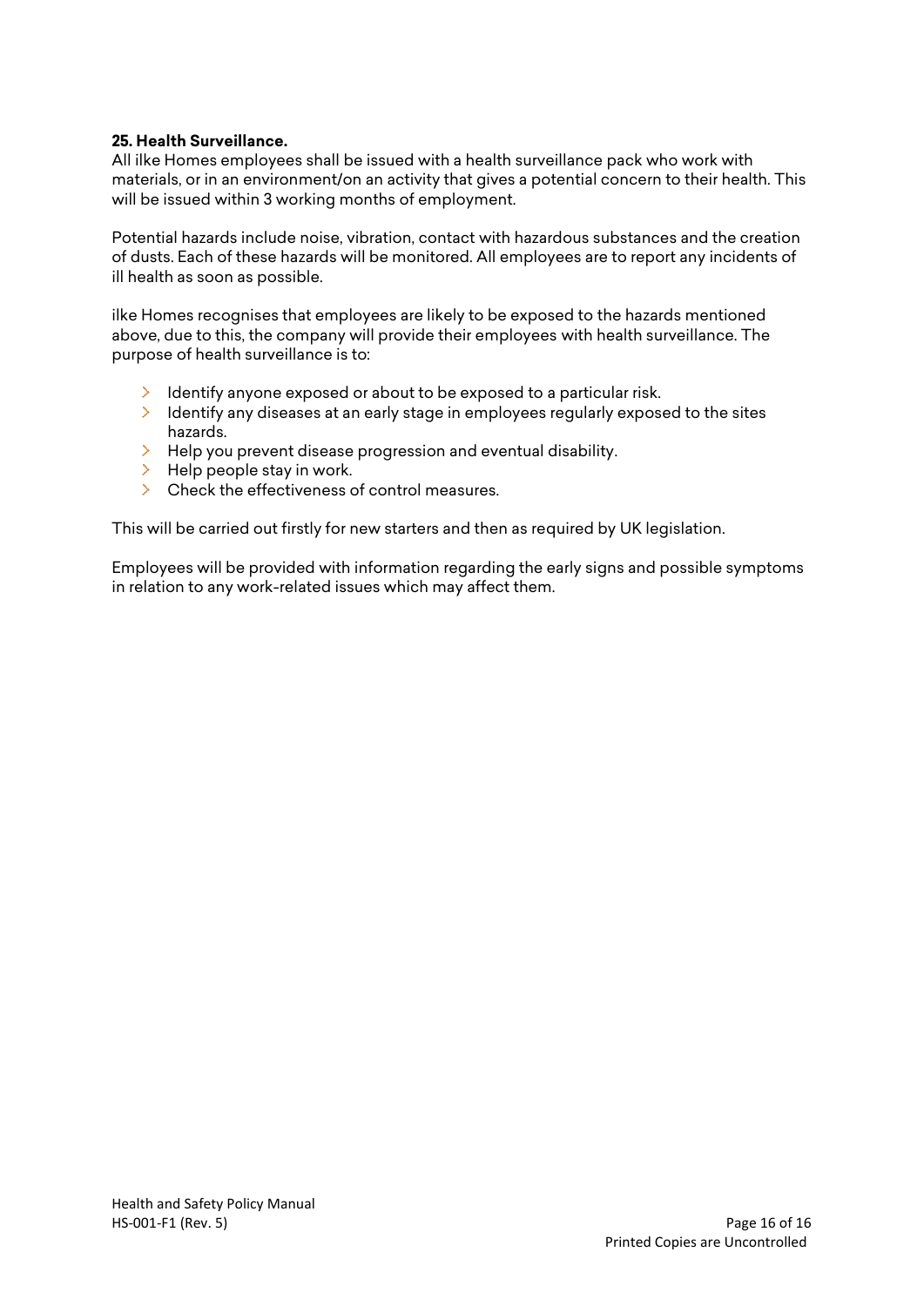**25. Health Surveillance.**

All ilke Homes employees shall be issued with a health surveillance pack who work with materials, or in an environment/on an activity that gives a potential concern to their health. This will be issued within 3 working months of employment.

Potential hazards include noise, vibration, contact with hazardous substances and the creation of dusts. Each of these hazards will be monitored. All employees are to report any incidents of ill health as soon as possible.

ilke Homes recognises that employees are likely to be exposed to the hazards mentioned above, due to this, the company will provide their employees with health surveillance. The purpose of health surveillance is to:

- Identify anyone exposed or about to be exposed to a particular risk.
- Identify any diseases at an early stage in employees regularly exposed to the sites hazards.
- Help you prevent disease progression and eventual disability.
- Help people stay in work.
- Check the effectiveness of control measures.

This will be carried out firstly for new starters and then as required by UK legislation.

Employees will be provided with information regarding the early signs and possible symptoms in relation to any work-related issues which may affect them.